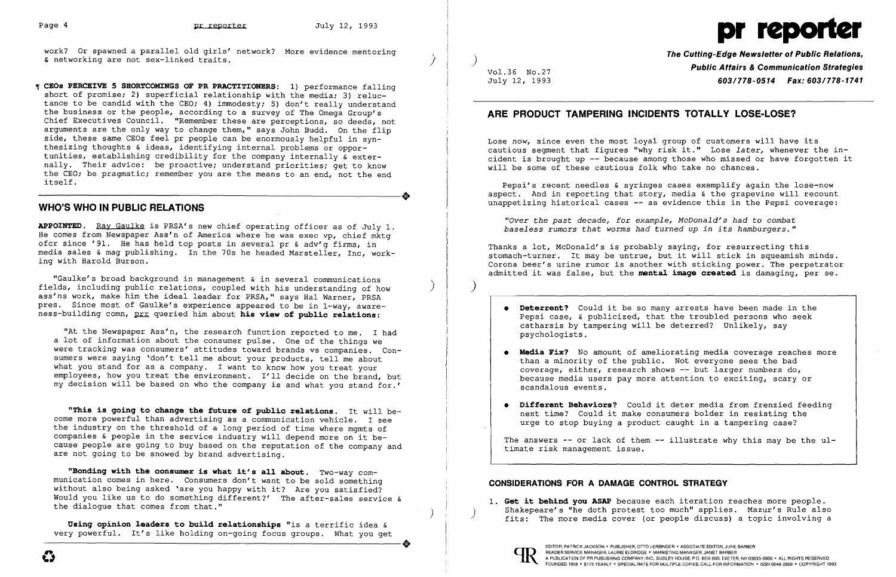work? Or spawned a parallel old girls' network? More evidence mentoring & networking are not sex-linked traits.

¶ **CEOs PERCEIVE 5 SHORTCOMINGS OF PR PRACTITIONERS**: 1) performance falling short of promise; 2) superficial relationship with the media; 3) reluctance to be candid with the CEO; 4) immodesty; 5) don't really understand the business or the people, according to a survey of The Omega Group's Chief Executives Council. "Remember these are perceptions, so deeds, not arguments are the only way to change them," says John Budd. On the flip side, these same CEOs feel pr people can be enormously helpful in synthesizing thoughts & ideas, identifying internal problems or opportunities, establishing credibility for the company internally & externally. Their advice: be proactive; understand priorities; get to know the CEO; be pragmatic; remember you are the means to an end, not the end itself.

## WHO'S WHO IN PUBLIC RELATIONS

**APPOINTED**. Ray Gaulke is PRSA's new chief operating officer as of July 1. He comes from Newspaper Ass'n of America where he was exec vp, chief mktg ofcr since '91. He has held top posts in several pr & adv'g firms, in media sales & mag publishing. In the 70s he headed Marsteller, Inc, working with Harold Burson.

"Gaulke's broad background in management & in several communications fields, including public relations, coupled with his understanding of how ass'ns work, make him the ideal leader for PRSA," says Hal Warner, PRSA pres. Since most of Gaulke's experience appeared to be in 1-way, awareness-building comn, prr queried him about **his view of public relations**:

"At the Newspaper Ass'n, the research function reported to me. I had a lot of information about the consumer pulse. One of the things we were tracking was consumers' attitudes toward brands vs companies. Consumers were saying 'don't tell me about your products, tell me about what you stand for as a company. I want to know how you treat your employees, how you treat the environment. I'll decide on the brand, but my decision will be based on who the company is and what you stand for.'

**"This is going to change the future of public relations.** It will become more powerful than advertising as a communication vehicle. I see the industry on the threshold of a long period of time where mgmts of companies & people in the service industry will depend more on it because people are going to buy based on the reputation of the company and are not going to be snowed by brand advertising.

**"Bonding with the consumer is what it's all about.** Two-way communication comes in here. Consumers don't want to be sold something without also being asked 'are you happy with it? Are you satisfied? Would you like us to do something different?' The after-sales service & the dialogue that comes from that."

**Using opinion leaders to build relationships** "is a terrific idea & very powerful. It's like holding on-going focus groups. What you get

---

# pr reporter

**The Cutting-Edge Newsletter of Public Relations, Public Affairs & Communication Strategies**
**603/778-0514 Fax: 603/778-1741**

Vol.36 No.27
July 12, 1993

## ARE PRODUCT TAMPERING INCIDENTS TOTALLY LOSE-LOSE?

Lose *now*, since even the most loyal group of customers will have its cautious segment that figures "why risk it." Lose *later*, whenever the incident is brought up -- because among those who missed or have forgotten it will be some of these cautious folk who take no chances.

Pepsi's recent needles & syringes cases exemplify again the lose-now aspect. And in reporting that story, media & the grapevine will recount unappetizing historical cases -- as evidence this in the Pepsi coverage:

*"Over the past decade, for example, McDonald's had to combat baseless rumors that worms had turned up in its hamburgers."*

Thanks a lot, McDonald's is probably saying, for resurrecting this stomach-turner. It may be untrue, but it will stick in squeamish minds. Corona beer's urine rumor is another with sticking power. The perpetrator admitted it was false, but the **mental image created** is damaging, per se.

- **Deterrent?** Could it be so many arrests have been made in the Pepsi case, & publicized, that the troubled persons who seek catharsis by tampering will be deterred? Unlikely, say psychologists.
- **Media Fix?** No amount of ameliorating media coverage reaches more than a minority of the public. Not everyone sees the bad coverage, either, research shows -- but larger numbers do, because media users pay more attention to exciting, scary or scandalous events.
- **Different Behaviors?** Could it deter media from frenzied feeding next time? Could it make consumers bolder in resisting the urge to stop buying a product caught in a tampering case?

The answers -- or lack of them -- illustrate why this may be the ultimate risk management issue.

### CONSIDERATIONS FOR A DAMAGE CONTROL STRATEGY

1. **Get it behind you ASAP** because each iteration reaches more people. Shakespeare's "he doth protest too much" applies. Mazur's Rule also fits: The more media cover (or people discuss) a topic involving a

EDITOR, PATRICK JACKSON • PUBLISHER, OTTO LERBINGER • ASSOCIATE EDITOR, JUNE BARBER
READER SERVICE MANAGER, LAURIE ELDRIDGE • MARKETING MANAGER, JANET BARBER
A PUBLICATION OF PR PUBLISHING COMPANY, INC., DUDLEY HOUSE, P.O. BOX 600, EXETER, NH 03833-0600 • ALL RIGHTS RESERVED
FOUNDED 1958 • $175 YEARLY • SPECIAL RATE FOR MULTIPLE COPIES; CALL FOR INFORMATION • ISSN 0048-2609 • COPYRIGHT 1993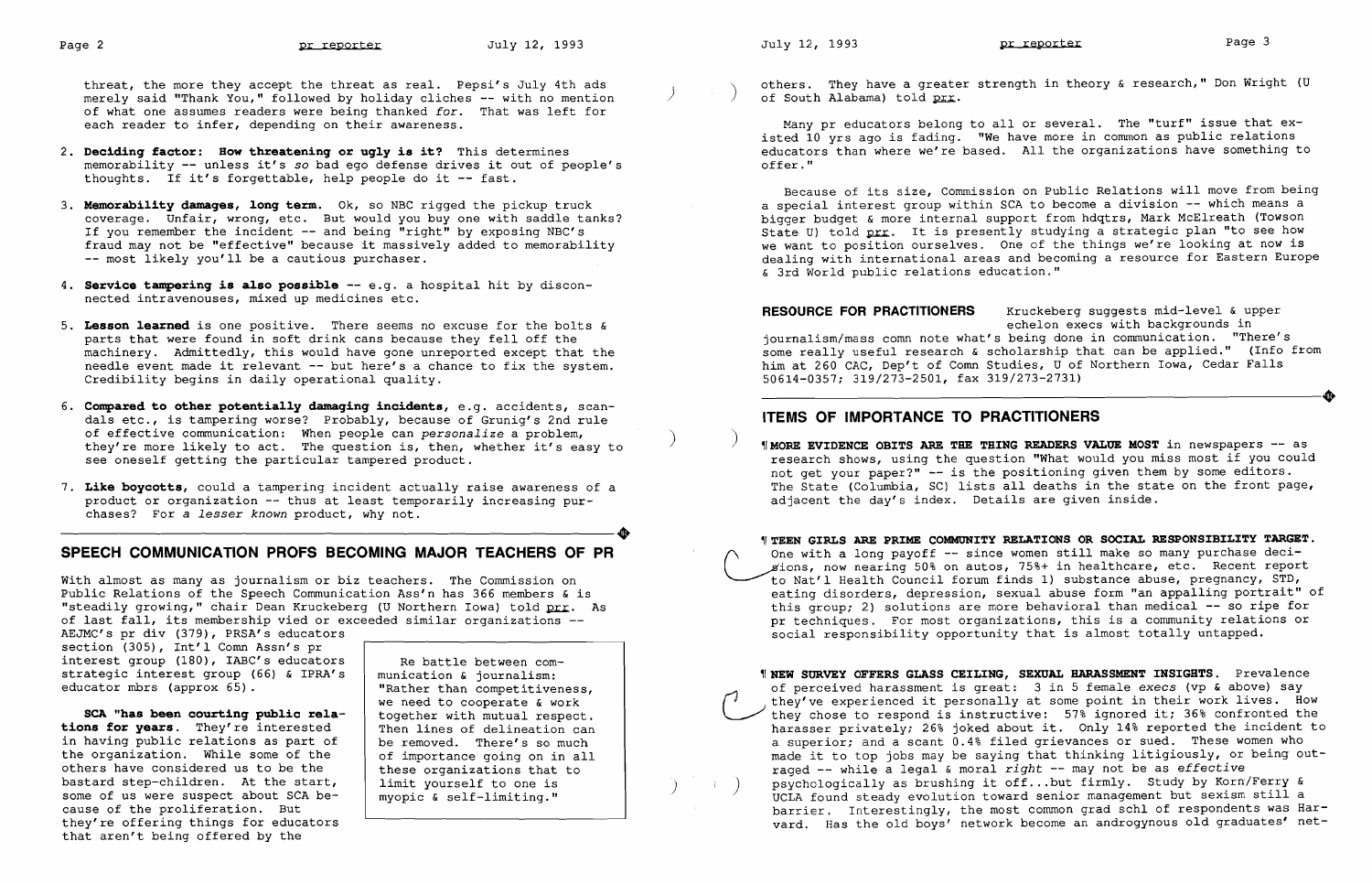threat, the more they accept the threat as real. Pepsi's July 4th ads merely said "Thank You," followed by holiday cliches -- with no mention of what one assumes readers were being thanked *for*. That was left for each reader to infer, depending on their awareness.

2. **Deciding factor: How threatening or ugly is it?** This determines memorability -- unless it's *so* bad ego defense drives it out of people's thoughts. If it's forgettable, help people do it -- fast.

3. **Memorability damages, long term.** Ok, so NBC rigged the pickup truck coverage. Unfair, wrong, etc. But would you buy one with saddle tanks? If you remember the incident -- and being "right" by exposing NBC's fraud may not be "effective" because it massively added to memorability -- most likely you'll be a cautious purchaser.

4. **Service tampering is also possible** -- e.g. a hospital hit by disconnected intravenouses, mixed up medicines etc.

5. **Lesson learned** is one positive. There seems no excuse for the bolts & parts that were found in soft drink cans because they fell off the machinery. Admittedly, this would have gone unreported except that the needle event made it relevant -- but here's a chance to fix the system. Credibility begins in daily operational quality.

6. **Compared to other potentially damaging incidents,** e.g. accidents, scandals etc., is tampering worse? Probably, because of Grunig's 2nd rule of effective communication: When people can *personalize* a problem, they're more likely to act. The question is, then, whether it's easy to see oneself getting the particular tampered product.

7. **Like boycotts,** could a tampering incident actually raise awareness of a product or organization -- thus at least temporarily increasing purchases? For *a lesser known* product, why not.

## SPEECH COMMUNICATION PROFS BECOMING MAJOR TEACHERS OF PR

With almost as many as journalism or biz teachers. The Commission on Public Relations of the Speech Communication Ass'n has 366 members & is "steadily growing," chair Dean Kruckeberg (U Northern Iowa) told prr. As of last fall, its membership vied or exceeded similar organizations -- AEJMC's pr div (379), PRSA's educators section (305), Int'l Comn Assn's pr interest group (180), IABC's educators strategic interest group (66) & IPRA's educator mbrs (approx 65).

**SCA "has been courting public relations for years.** They're interested in having public relations as part of the organization. While some of the others have considered us to be the bastard step-children. At the start, some of us were suspect about SCA because of the proliferation. But they're offering things for educators that aren't being offered by the others. They have a greater strength in theory & research," Don Wright (U of South Alabama) told prr.

> Re battle between communication & journalism: "Rather than competitiveness, we need to cooperate & work together with mutual respect. Then lines of delineation can be removed. There's so much of importance going on in all these organizations that to limit yourself to one is myopic & self-limiting."

Many pr educators belong to all or several. The "turf" issue that existed 10 yrs ago is fading. "We have more in common as public relations educators than where we're based. All the organizations have something to offer."

Because of its size, Commission on Public Relations will move from being a special interest group within SCA to become a division -- which means a bigger budget & more internal support from hdqtrs, Mark McElreath (Towson State U) told prr. It is presently studying a strategic plan "to see how we want to position ourselves. One of the things we're looking at now is dealing with international areas and becoming a resource for Eastern Europe & 3rd World public relations education."

**RESOURCE FOR PRACTITIONERS** Kruckeberg suggests mid-level & upper echelon execs with backgrounds in journalism/mass comn note what's being done in communication. "There's some really useful research & scholarship that can be applied." (Info from him at 260 CAC, Dep't of Comn Studies, U of Northern Iowa, Cedar Falls 50614-0357; 319/273-2501, fax 319/273-2731)

## ITEMS OF IMPORTANCE TO PRACTITIONERS

¶ **MORE EVIDENCE OBITS ARE THE THING READERS VALUE MOST** in newspapers -- as research shows, using the question "What would you miss most if you could not get your paper?" -- is the positioning given them by some editors. The State (Columbia, SC) lists all deaths in the state on the front page, adjacent the day's index. Details are given inside.

¶ **TEEN GIRLS ARE PRIME COMMUNITY RELATIONS OR SOCIAL RESPONSIBILITY TARGET.** One with a long payoff -- since women still make so many purchase decisions, now nearing 50% on autos, 75%+ in healthcare, etc. Recent report to Nat'l Health Council forum finds 1) substance abuse, pregnancy, STD, eating disorders, depression, sexual abuse form "an appalling portrait" of this group; 2) solutions are more behavioral than medical -- so ripe for pr techniques. For most organizations, this is a community relations or social responsibility opportunity that is almost totally untapped.

¶ **NEW SURVEY OFFERS GLASS CEILING, SEXUAL HARASSMENT INSIGHTS.** Prevalence of perceived harassment is great: 3 in 5 female *execs* (vp & above) say they've experienced it personally at some point in their work lives. How they chose to respond is instructive: 57% ignored it; 36% confronted the harasser privately; 26% joked about it. Only 14% reported the incident to a superior; and a scant 0.4% filed grievances or sued. These women who made it to top jobs may be saying that thinking litigiously, or being outraged -- while a legal & moral *right* -- may not be as *effective* psychologically as brushing it off...but firmly. Study by Korn/Ferry & UCLA found steady evolution toward senior management but sexism still a barrier. Interestingly, the most common grad schl of respondents was Harvard. Has the old boys' network become an androgynous old graduates' net-